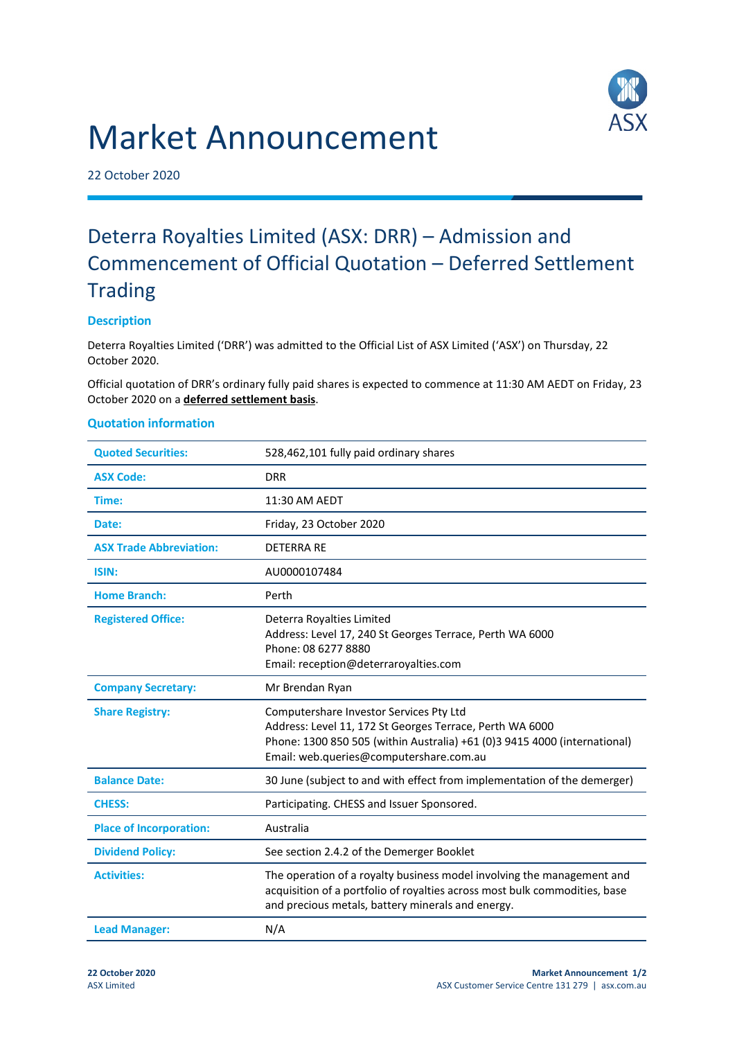# Market Announcement

22 October 2020

## Deterra Royalties Limited (ASX: DRR) – Admission and Commencement of Official Quotation – Deferred Settlement Trading

### Description

Deterra Royalties Limited ('DRR') was admitted to the Official List of ASX Limited ('ASX') on Thursday, 22 October 2020.

Official quotation of DRR's ordinary fully paid shares is expected to commence at 11:30 AM AEDT on Friday, 23 October 2020 on a **deferred settlement basis**.

### Quotation information

| | |
|---|---|
| **Quoted Securities:** | 528,462,101 fully paid ordinary shares |
| **ASX Code:** | DRR |
| **Time:** | 11:30 AM AEDT |
| **Date:** | Friday, 23 October 2020 |
| **ASX Trade Abbreviation:** | DETERRA RE |
| **ISIN:** | AU0000107484 |
| **Home Branch:** | Perth |
| **Registered Office:** | Deterra Royalties Limited<br>Address: Level 17, 240 St Georges Terrace, Perth WA 6000<br>Phone: 08 6277 8880<br>Email: reception@deterraroyalties.com |
| **Company Secretary:** | Mr Brendan Ryan |
| **Share Registry:** | Computershare Investor Services Pty Ltd<br>Address: Level 11, 172 St Georges Terrace, Perth WA 6000<br>Phone: 1300 850 505 (within Australia) +61 (0)3 9415 4000 (international)<br>Email: web.queries@computershare.com.au |
| **Balance Date:** | 30 June (subject to and with effect from implementation of the demerger) |
| **CHESS:** | Participating. CHESS and Issuer Sponsored. |
| **Place of Incorporation:** | Australia |
| **Dividend Policy:** | See section 2.4.2 of the Demerger Booklet |
| **Activities:** | The operation of a royalty business model involving the management and acquisition of a portfolio of royalties across most bulk commodities, base and precious metals, battery minerals and energy. |
| **Lead Manager:** | N/A |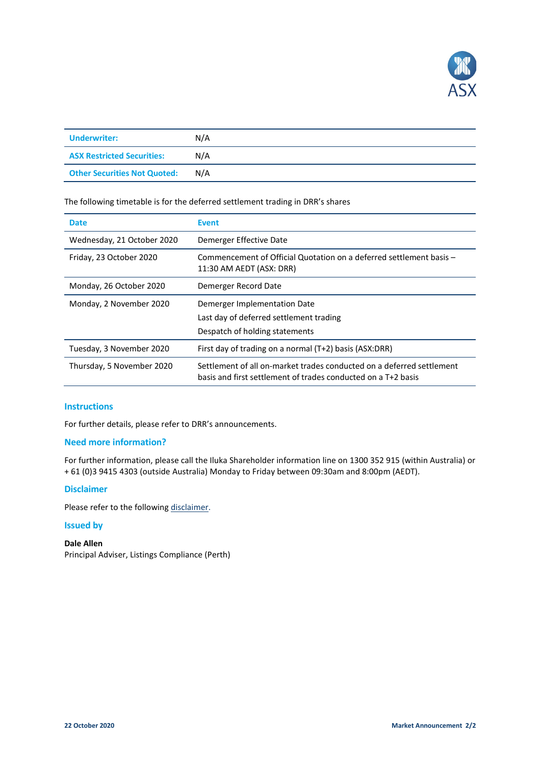| | |
|---|---|
| **Underwriter:** | N/A |
| **ASX Restricted Securities:** | N/A |
| **Other Securities Not Quoted:** | N/A |

The following timetable is for the deferred settlement trading in DRR's shares

| Date | Event |
|---|---|
| Wednesday, 21 October 2020 | Demerger Effective Date |
| Friday, 23 October 2020 | Commencement of Official Quotation on a deferred settlement basis – 11:30 AM AEDT (ASX: DRR) |
| Monday, 26 October 2020 | Demerger Record Date |
| Monday, 2 November 2020 | Demerger Implementation Date<br>Last day of deferred settlement trading<br>Despatch of holding statements |
| Tuesday, 3 November 2020 | First day of trading on a normal (T+2) basis (ASX:DRR) |
| Thursday, 5 November 2020 | Settlement of all on-market trades conducted on a deferred settlement basis and first settlement of trades conducted on a T+2 basis |

## Instructions

For further details, please refer to DRR's announcements.

## Need more information?

For further information, please call the Iluka Shareholder information line on 1300 352 915 (within Australia) or + 61 (0)3 9415 4303 (outside Australia) Monday to Friday between 09:30am and 8:00pm (AEDT).

## Disclaimer

Please refer to the following disclaimer.

## Issued by

**Dale Allen**
Principal Adviser, Listings Compliance (Perth)